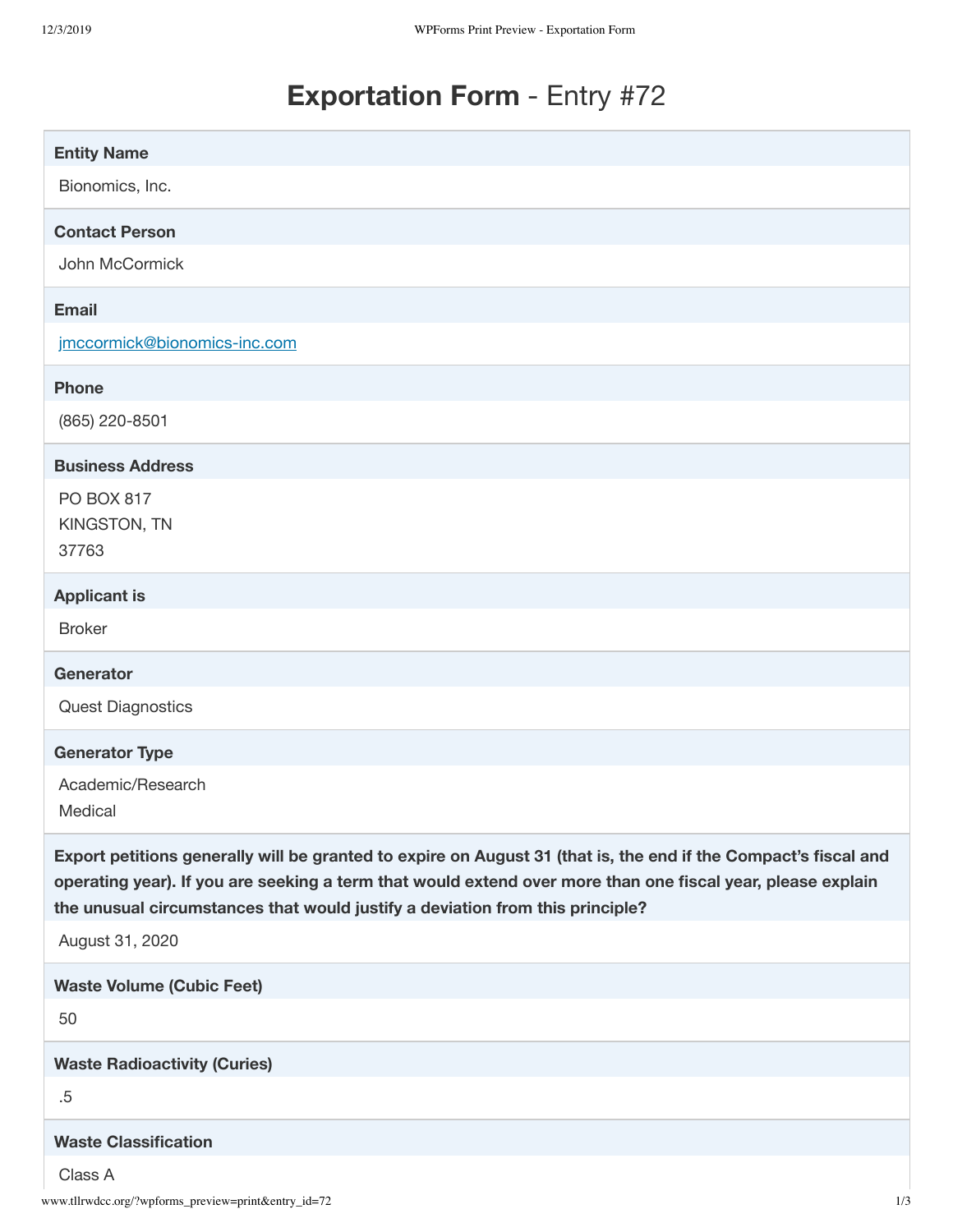# **Exportation Form** - Entry #72

**Entity Name**

Bionomics, Inc.

**Contact Person**

John McCormick

**Email**

jmccormick@bionomics-inc.com

**Phone**

(865) 220-8501

**Business Address**

PO BOX 817
KINGSTON, TN
37763

**Applicant is**

Broker

**Generator**

Quest Diagnostics

**Generator Type**

Academic/Research
Medical

**Export petitions generally will be granted to expire on August 31 (that is, the end if the Compact's fiscal and operating year). If you are seeking a term that would extend over more than one fiscal year, please explain the unusual circumstances that would justify a deviation from this principle?**

August 31, 2020

**Waste Volume (Cubic Feet)**

50

**Waste Radioactivity (Curies)**

.5

**Waste Classification**

Class A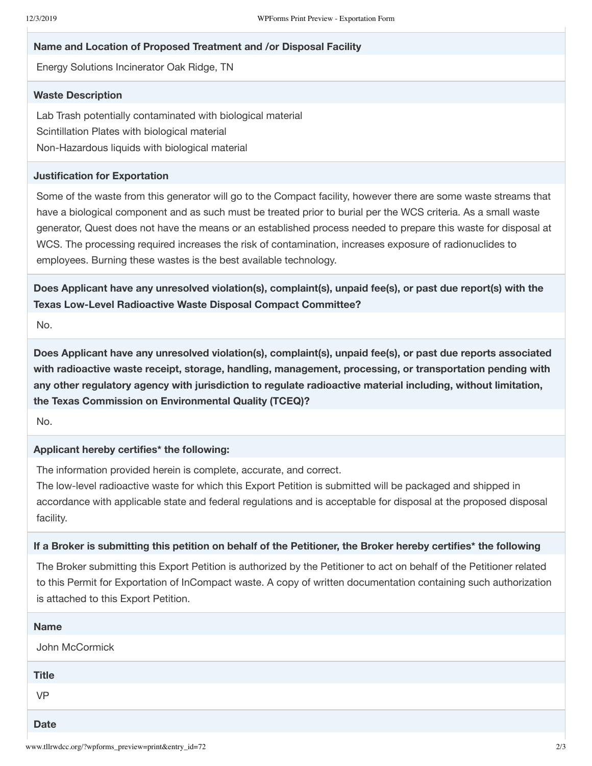**Name and Location of Proposed Treatment and /or Disposal Facility**

Energy Solutions Incinerator Oak Ridge, TN

**Waste Description**

Lab Trash potentially contaminated with biological material
Scintillation Plates with biological material
Non-Hazardous liquids with biological material

**Justification for Exportation**

Some of the waste from this generator will go to the Compact facility, however there are some waste streams that have a biological component and as such must be treated prior to burial per the WCS criteria. As a small waste generator, Quest does not have the means or an established process needed to prepare this waste for disposal at WCS. The processing required increases the risk of contamination, increases exposure of radionuclides to employees. Burning these wastes is the best available technology.

**Does Applicant have any unresolved violation(s), complaint(s), unpaid fee(s), or past due report(s) with the Texas Low-Level Radioactive Waste Disposal Compact Committee?**

No.

**Does Applicant have any unresolved violation(s), complaint(s), unpaid fee(s), or past due reports associated with radioactive waste receipt, storage, handling, management, processing, or transportation pending with any other regulatory agency with jurisdiction to regulate radioactive material including, without limitation, the Texas Commission on Environmental Quality (TCEQ)?**

No.

**Applicant hereby certifies* the following:**

The information provided herein is complete, accurate, and correct.
The low-level radioactive waste for which this Export Petition is submitted will be packaged and shipped in accordance with applicable state and federal regulations and is acceptable for disposal at the proposed disposal facility.

**If a Broker is submitting this petition on behalf of the Petitioner, the Broker hereby certifies* the following**

The Broker submitting this Export Petition is authorized by the Petitioner to act on behalf of the Petitioner related to this Permit for Exportation of InCompact waste. A copy of written documentation containing such authorization is attached to this Export Petition.

**Name**

John McCormick

**Title**

VP

**Date**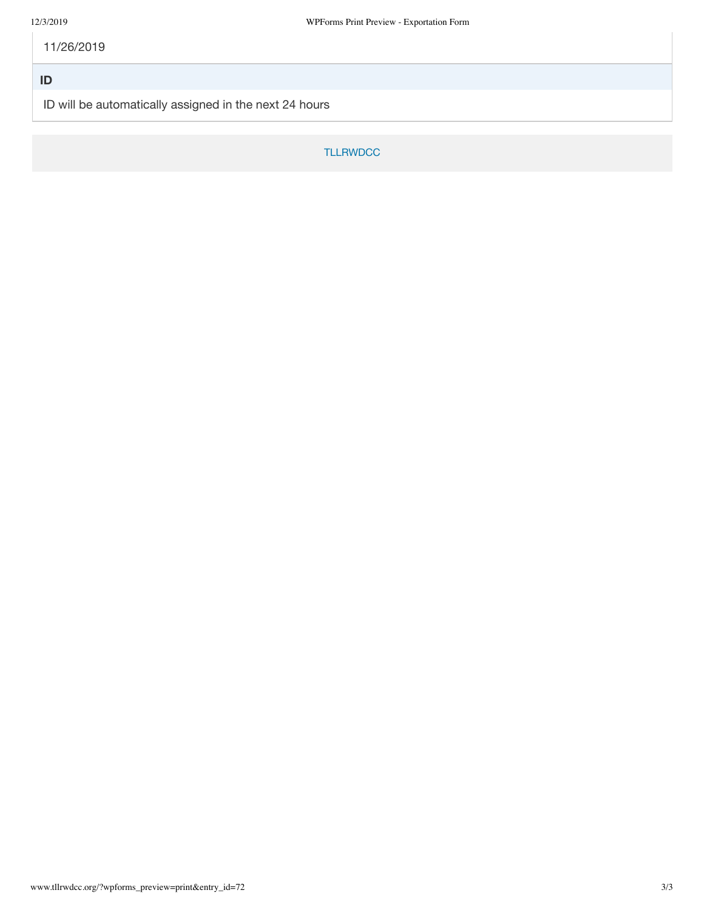11/26/2019

**ID**

ID will be automatically assigned in the next 24 hours

TLLRWDCC